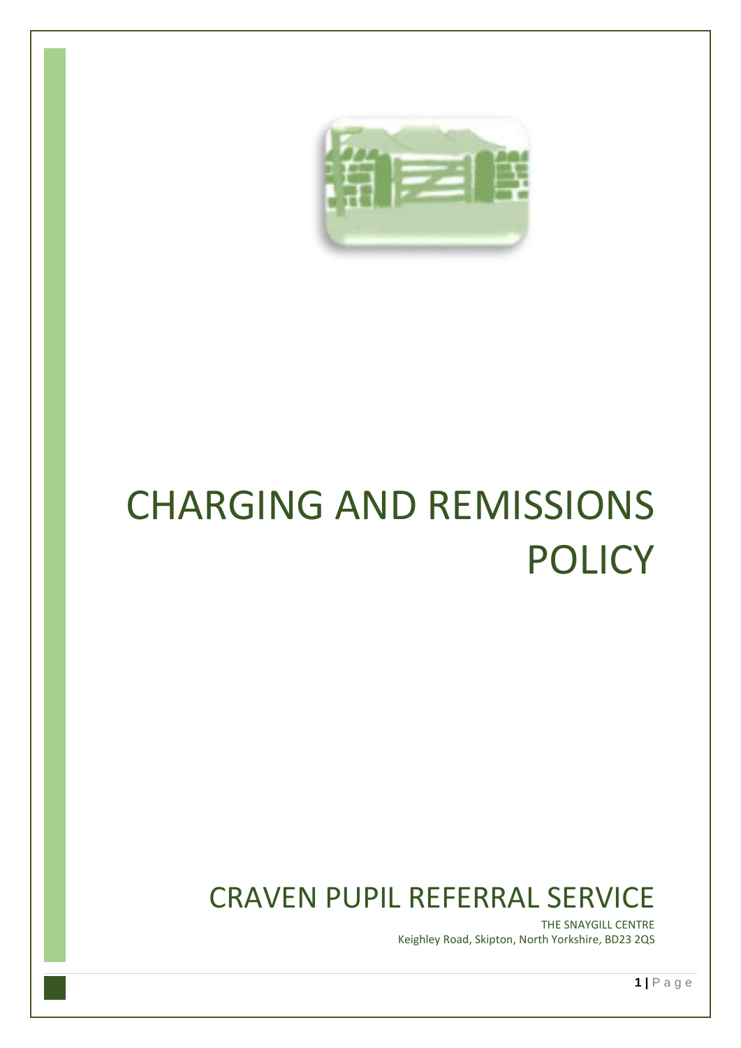# CHARGING AND REMISSIONS POLICY

## CRAVEN PUPIL REFERRAL SERVICE

THE SNAYGILL CENTRE
Keighley Road, Skipton, North Yorkshire, BD23 2QS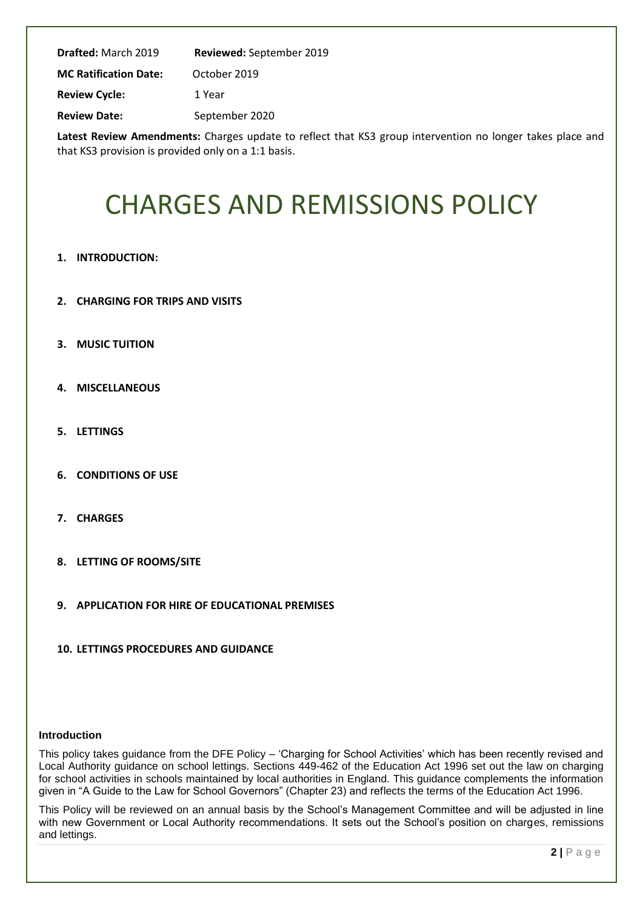| **Drafted:** March 2019 | **Reviewed:** September 2019 |
|---|---|
| **MC Ratification Date:** | October 2019 |
| **Review Cycle:** | 1 Year |
| **Review Date:** | September 2020 |

**Latest Review Amendments:** Charges update to reflect that KS3 group intervention no longer takes place and that KS3 provision is provided only on a 1:1 basis.

# CHARGES AND REMISSIONS POLICY

1. **INTRODUCTION:**
2. **CHARGING FOR TRIPS AND VISITS**
3. **MUSIC TUITION**
4. **MISCELLANEOUS**
5. **LETTINGS**
6. **CONDITIONS OF USE**
7. **CHARGES**
8. **LETTING OF ROOMS/SITE**
9. **APPLICATION FOR HIRE OF EDUCATIONAL PREMISES**
10. **LETTINGS PROCEDURES AND GUIDANCE**

## Introduction

This policy takes guidance from the DFE Policy – 'Charging for School Activities' which has been recently revised and Local Authority guidance on school lettings. Sections 449-462 of the Education Act 1996 set out the law on charging for school activities in schools maintained by local authorities in England. This guidance complements the information given in "A Guide to the Law for School Governors" (Chapter 23) and reflects the terms of the Education Act 1996.

This Policy will be reviewed on an annual basis by the School's Management Committee and will be adjusted in line with new Government or Local Authority recommendations. It sets out the School's position on charges, remissions and lettings.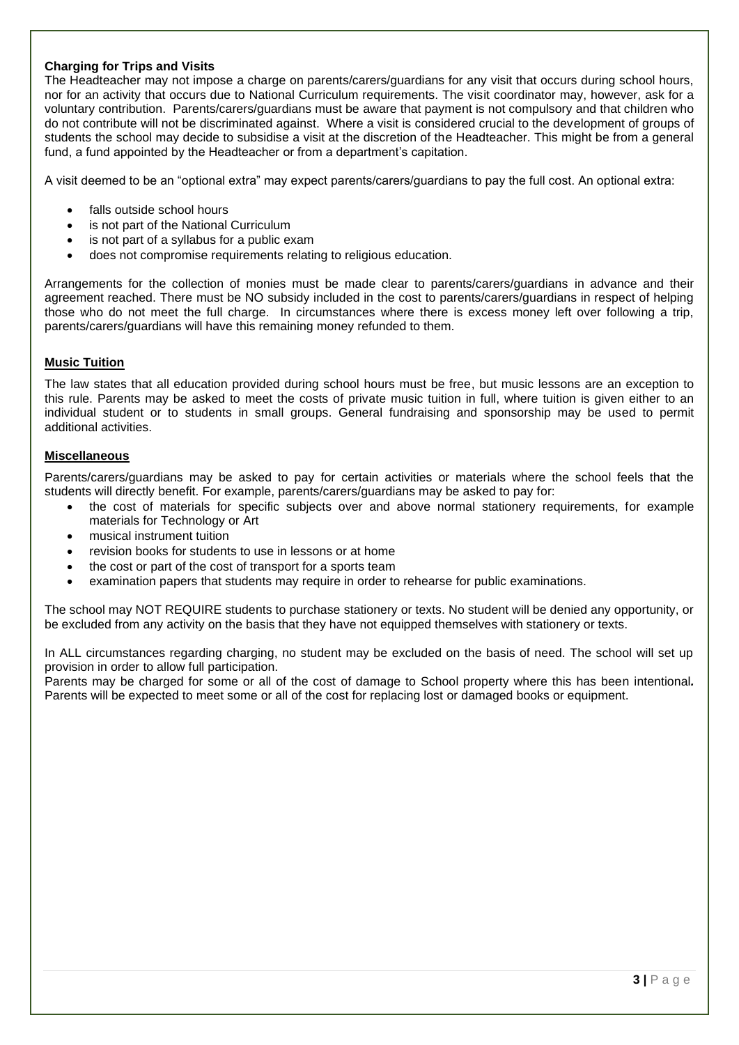**Charging for Trips and Visits**

The Headteacher may not impose a charge on parents/carers/guardians for any visit that occurs during school hours, nor for an activity that occurs due to National Curriculum requirements. The visit coordinator may, however, ask for a voluntary contribution. Parents/carers/guardians must be aware that payment is not compulsory and that children who do not contribute will not be discriminated against. Where a visit is considered crucial to the development of groups of students the school may decide to subsidise a visit at the discretion of the Headteacher. This might be from a general fund, a fund appointed by the Headteacher or from a department's capitation.

A visit deemed to be an "optional extra" may expect parents/carers/guardians to pay the full cost. An optional extra:

- falls outside school hours
- is not part of the National Curriculum
- is not part of a syllabus for a public exam
- does not compromise requirements relating to religious education.

Arrangements for the collection of monies must be made clear to parents/carers/guardians in advance and their agreement reached. There must be NO subsidy included in the cost to parents/carers/guardians in respect of helping those who do not meet the full charge. In circumstances where there is excess money left over following a trip, parents/carers/guardians will have this remaining money refunded to them.

**Music Tuition**

The law states that all education provided during school hours must be free, but music lessons are an exception to this rule. Parents may be asked to meet the costs of private music tuition in full, where tuition is given either to an individual student or to students in small groups. General fundraising and sponsorship may be used to permit additional activities.

**Miscellaneous**

Parents/carers/guardians may be asked to pay for certain activities or materials where the school feels that the students will directly benefit. For example, parents/carers/guardians may be asked to pay for:

- the cost of materials for specific subjects over and above normal stationery requirements, for example materials for Technology or Art
- musical instrument tuition
- revision books for students to use in lessons or at home
- the cost or part of the cost of transport for a sports team
- examination papers that students may require in order to rehearse for public examinations.

The school may NOT REQUIRE students to purchase stationery or texts. No student will be denied any opportunity, or be excluded from any activity on the basis that they have not equipped themselves with stationery or texts.

In ALL circumstances regarding charging, no student may be excluded on the basis of need. The school will set up provision in order to allow full participation.

Parents may be charged for some or all of the cost of damage to School property where this has been intentional. Parents will be expected to meet some or all of the cost for replacing lost or damaged books or equipment.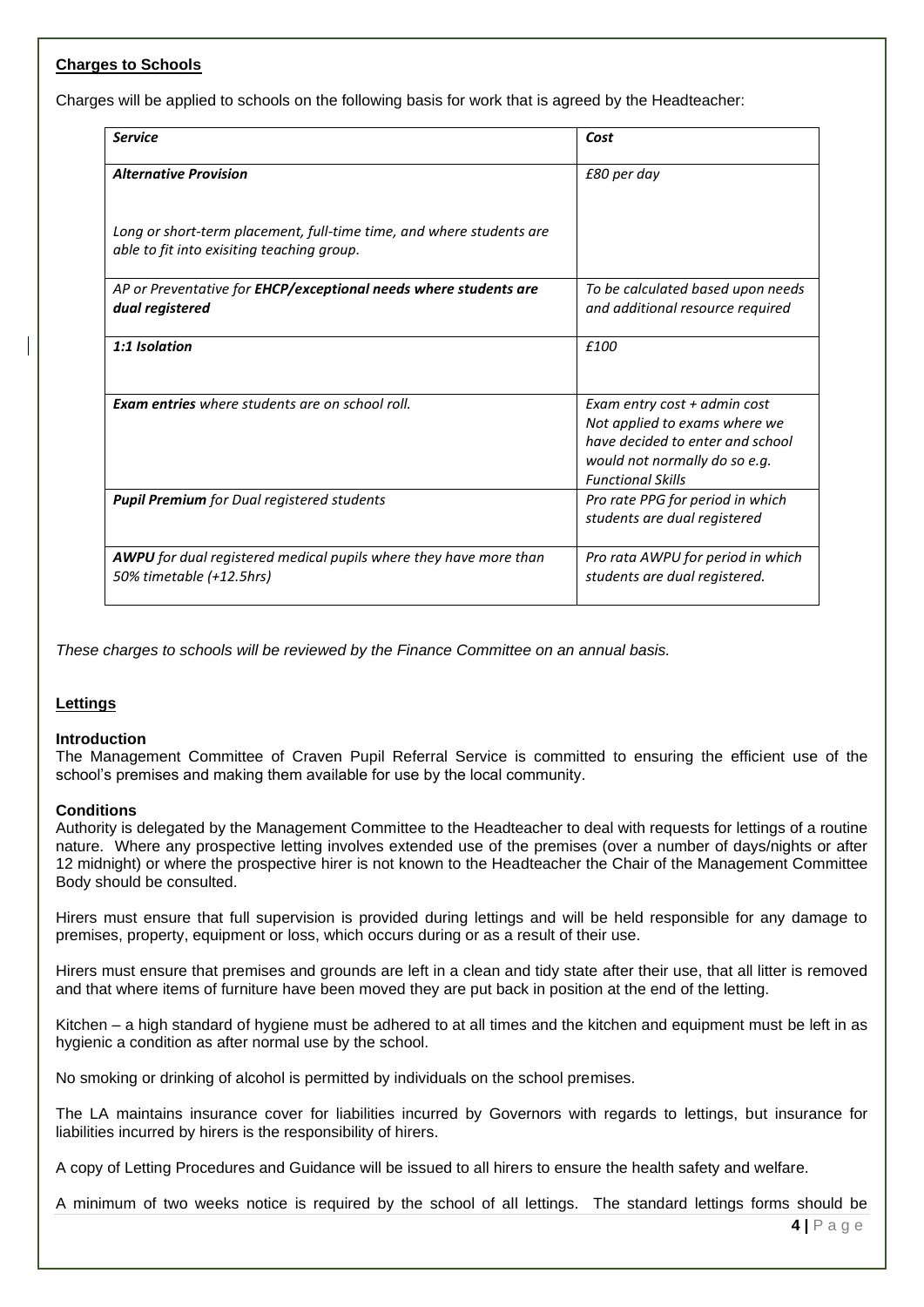**Charges to Schools**

Charges will be applied to schools on the following basis for work that is agreed by the Headteacher:

| *Service* | *Cost* |
|---|---|
| ***Alternative Provision***<br><br>*Long or short-term placement, full-time time, and where students are able to fit into exisiting teaching group.* | *£80 per day* |
| *AP or Preventative for **EHCP/exceptional needs where students are dual registered*** | *To be calculated based upon needs and additional resource required* |
| ***1:1 Isolation*** | *£100* |
| ***Exam entries** where students are on school roll.* | *Exam entry cost + admin cost Not applied to exams where we have decided to enter and school would not normally do so e.g. Functional Skills* |
| ***Pupil Premium** for Dual registered students* | *Pro rate PPG for period in which students are dual registered* |
| ***AWPU** for dual registered medical pupils where they have more than 50% timetable (+12.5hrs)* | *Pro rata AWPU for period in which students are dual registered.* |

*These charges to schools will be reviewed by the Finance Committee on an annual basis.*

**Lettings**

**Introduction**

The Management Committee of Craven Pupil Referral Service is committed to ensuring the efficient use of the school's premises and making them available for use by the local community.

**Conditions**

Authority is delegated by the Management Committee to the Headteacher to deal with requests for lettings of a routine nature. Where any prospective letting involves extended use of the premises (over a number of days/nights or after 12 midnight) or where the prospective hirer is not known to the Headteacher the Chair of the Management Committee Body should be consulted.

Hirers must ensure that full supervision is provided during lettings and will be held responsible for any damage to premises, property, equipment or loss, which occurs during or as a result of their use.

Hirers must ensure that premises and grounds are left in a clean and tidy state after their use, that all litter is removed and that where items of furniture have been moved they are put back in position at the end of the letting.

Kitchen – a high standard of hygiene must be adhered to at all times and the kitchen and equipment must be left in as hygienic a condition as after normal use by the school.

No smoking or drinking of alcohol is permitted by individuals on the school premises.

The LA maintains insurance cover for liabilities incurred by Governors with regards to lettings, but insurance for liabilities incurred by hirers is the responsibility of hirers.

A copy of Letting Procedures and Guidance will be issued to all hirers to ensure the health safety and welfare.

A minimum of two weeks notice is required by the school of all lettings. The standard lettings forms should be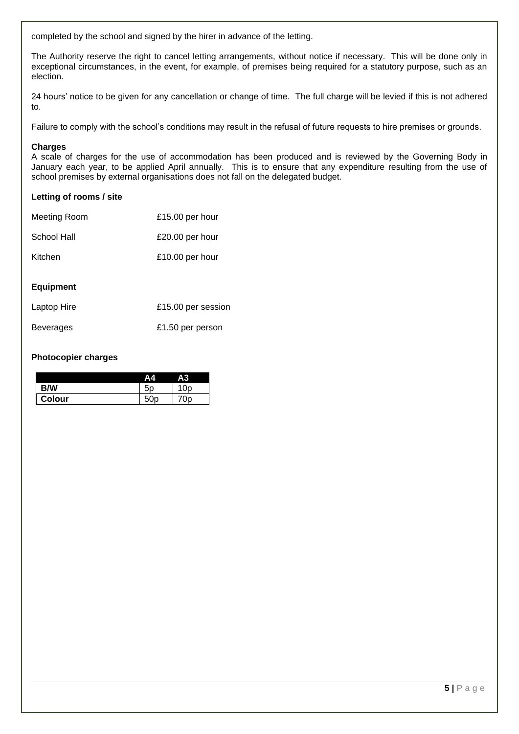completed by the school and signed by the hirer in advance of the letting.

The Authority reserve the right to cancel letting arrangements, without notice if necessary. This will be done only in exceptional circumstances, in the event, for example, of premises being required for a statutory purpose, such as an election.

24 hours' notice to be given for any cancellation or change of time. The full charge will be levied if this is not adhered to.

Failure to comply with the school's conditions may result in the refusal of future requests to hire premises or grounds.

**Charges**
A scale of charges for the use of accommodation has been produced and is reviewed by the Governing Body in January each year, to be applied April annually. This is to ensure that any expenditure resulting from the use of school premises by external organisations does not fall on the delegated budget.

**Letting of rooms / site**

| | |
|---|---|
| Meeting Room | £15.00 per hour |
| School Hall | £20.00 per hour |
| Kitchen | £10.00 per hour |

**Equipment**

| | |
|---|---|
| Laptop Hire | £15.00 per session |
| Beverages | £1.50 per person |

**Photocopier charges**

| | A4 | A3 |
|---|---|---|
| **B/W** | 5p | 10p |
| **Colour** | 50p | 70p |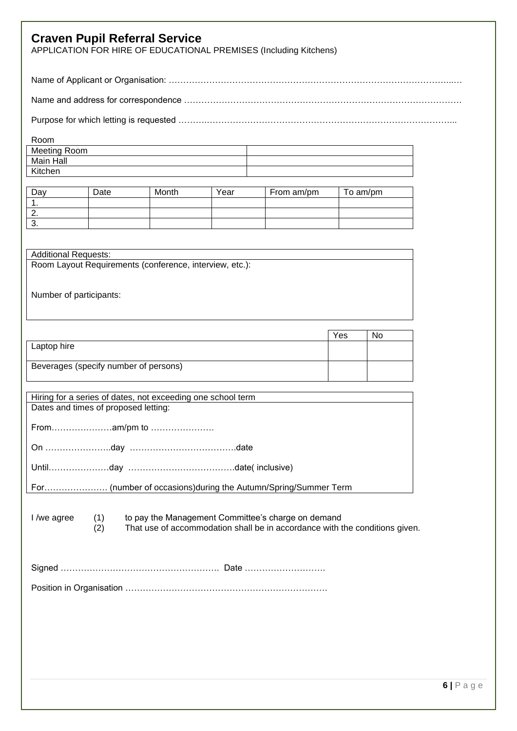# Craven Pupil Referral Service

APPLICATION FOR HIRE OF EDUCATIONAL PREMISES (Including Kitchens)

Name of Applicant or Organisation: ……………………………………………………………………………………...…

Name and address for correspondence …………………………………………………………………………………

Purpose for which letting is requested ……….…………………………………………………………………………...

Room

| Meeting Room | |
|---|---|
| Main Hall | |
| Kitchen | |

| Day | Date | Month | Year | From am/pm | To am/pm |
|---|---|---|---|---|---|
| 1. | | | | | |
| 2. | | | | | |
| 3. | | | | | |

| Additional Requests: |
|---|
| Room Layout Requirements (conference, interview, etc.):<br><br>Number of participants: |

| | Yes | No |
|---|---|---|
| Laptop hire | | |
| Beverages (specify number of persons) | | |

| Hiring for a series of dates, not exceeding one school term |
|---|
| Dates and times of proposed letting:<br><br>From…………………am/pm to ………………….<br><br>On …………………..day ……………………………….date<br><br>Until…………………day ……………………………….date( inclusive)<br><br>For…………………. (number of occasions)during the Autumn/Spring/Summer Term |

I /we agree (1) to pay the Management Committee's charge on demand
(2) That use of accommodation shall be in accordance with the conditions given.

Signed ………………………………………………. Date ……………………….

Position in Organisation ……………………………………………………………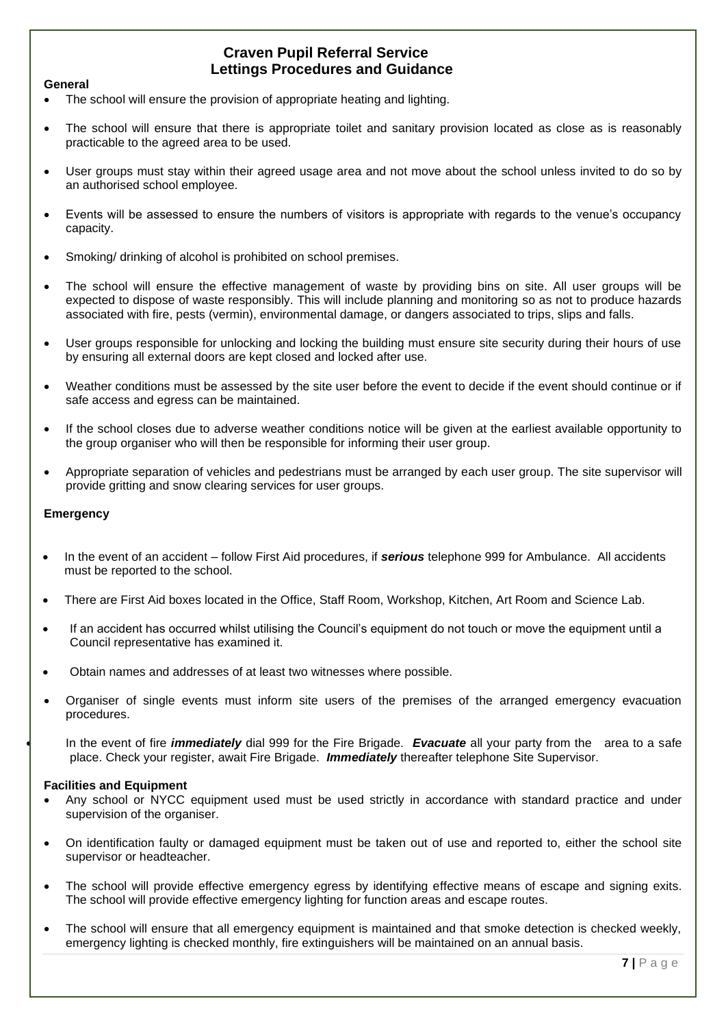# Craven Pupil Referral Service
## Lettings Procedures and Guidance

**General**

- The school will ensure the provision of appropriate heating and lighting.
- The school will ensure that there is appropriate toilet and sanitary provision located as close as is reasonably practicable to the agreed area to be used.
- User groups must stay within their agreed usage area and not move about the school unless invited to do so by an authorised school employee.
- Events will be assessed to ensure the numbers of visitors is appropriate with regards to the venue's occupancy capacity.
- Smoking/ drinking of alcohol is prohibited on school premises.
- The school will ensure the effective management of waste by providing bins on site. All user groups will be expected to dispose of waste responsibly. This will include planning and monitoring so as not to produce hazards associated with fire, pests (vermin), environmental damage, or dangers associated to trips, slips and falls.
- User groups responsible for unlocking and locking the building must ensure site security during their hours of use by ensuring all external doors are kept closed and locked after use.
- Weather conditions must be assessed by the site user before the event to decide if the event should continue or if safe access and egress can be maintained.
- If the school closes due to adverse weather conditions notice will be given at the earliest available opportunity to the group organiser who will then be responsible for informing their user group.
- Appropriate separation of vehicles and pedestrians must be arranged by each user group. The site supervisor will provide gritting and snow clearing services for user groups.

**Emergency**

- In the event of an accident – follow First Aid procedures, if ***serious*** telephone 999 for Ambulance. All accidents must be reported to the school.
- There are First Aid boxes located in the Office, Staff Room, Workshop, Kitchen, Art Room and Science Lab.
- If an accident has occurred whilst utilising the Council's equipment do not touch or move the equipment until a Council representative has examined it.
- Obtain names and addresses of at least two witnesses where possible.
- Organiser of single events must inform site users of the premises of the arranged emergency evacuation procedures.
- In the event of fire ***immediately*** dial 999 for the Fire Brigade. ***Evacuate*** all your party from the area to a safe place. Check your register, await Fire Brigade. ***Immediately*** thereafter telephone Site Supervisor.

**Facilities and Equipment**

- Any school or NYCC equipment used must be used strictly in accordance with standard practice and under supervision of the organiser.
- On identification faulty or damaged equipment must be taken out of use and reported to, either the school site supervisor or headteacher.
- The school will provide effective emergency egress by identifying effective means of escape and signing exits. The school will provide effective emergency lighting for function areas and escape routes.
- The school will ensure that all emergency equipment is maintained and that smoke detection is checked weekly, emergency lighting is checked monthly, fire extinguishers will be maintained on an annual basis.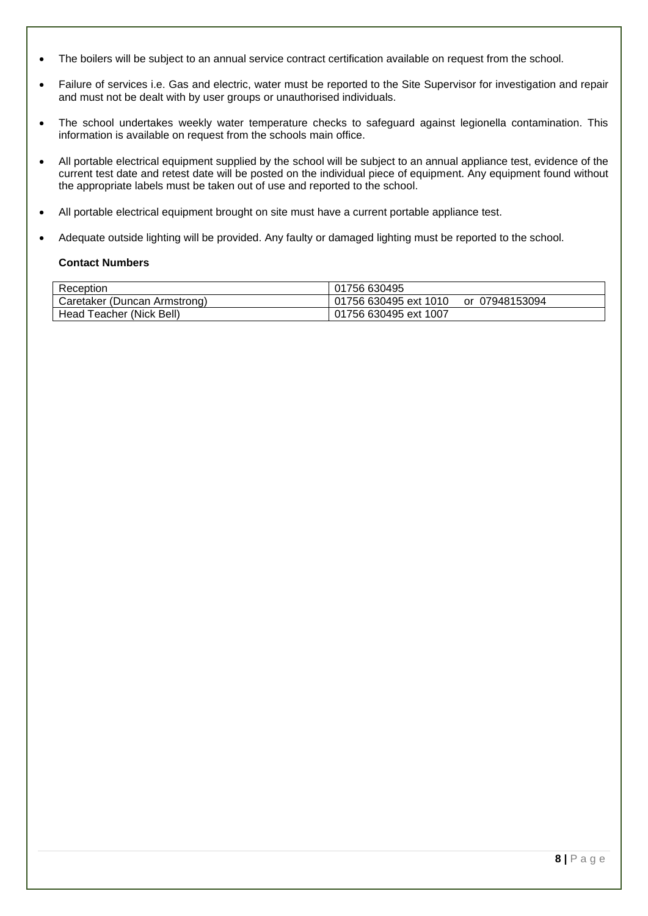- The boilers will be subject to an annual service contract certification available on request from the school.
- Failure of services i.e. Gas and electric, water must be reported to the Site Supervisor for investigation and repair and must not be dealt with by user groups or unauthorised individuals.
- The school undertakes weekly water temperature checks to safeguard against legionella contamination. This information is available on request from the schools main office.
- All portable electrical equipment supplied by the school will be subject to an annual appliance test, evidence of the current test date and retest date will be posted on the individual piece of equipment. Any equipment found without the appropriate labels must be taken out of use and reported to the school.
- All portable electrical equipment brought on site must have a current portable appliance test.
- Adequate outside lighting will be provided. Any faulty or damaged lighting must be reported to the school.

**Contact Numbers**

| Reception | 01756 630495 |
|---|---|
| Caretaker (Duncan Armstrong) | 01756 630495 ext 1010 or 07948153094 |
| Head Teacher (Nick Bell) | 01756 630495 ext 1007 |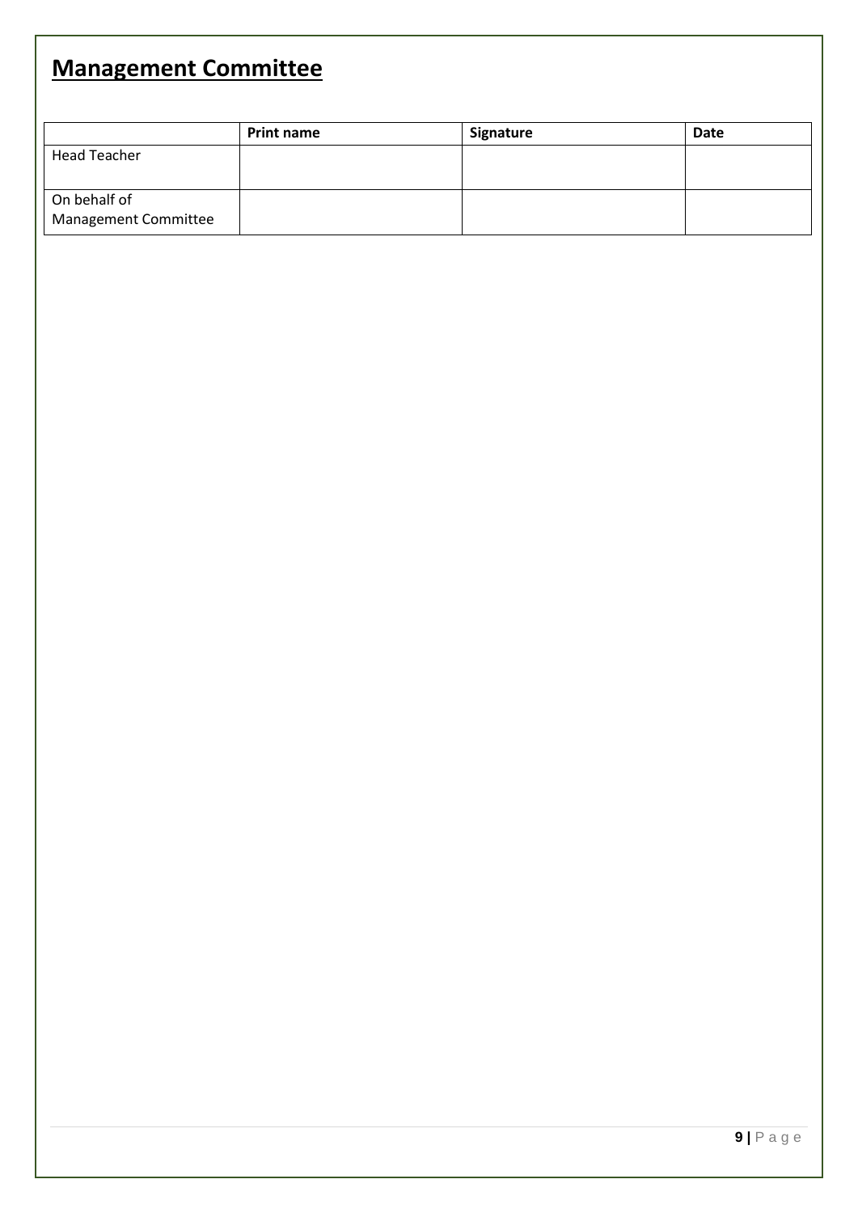## Management Committee

| | Print name | Signature | Date |
|---|---|---|---|
| Head Teacher | | | |
| On behalf of Management Committee | | | |